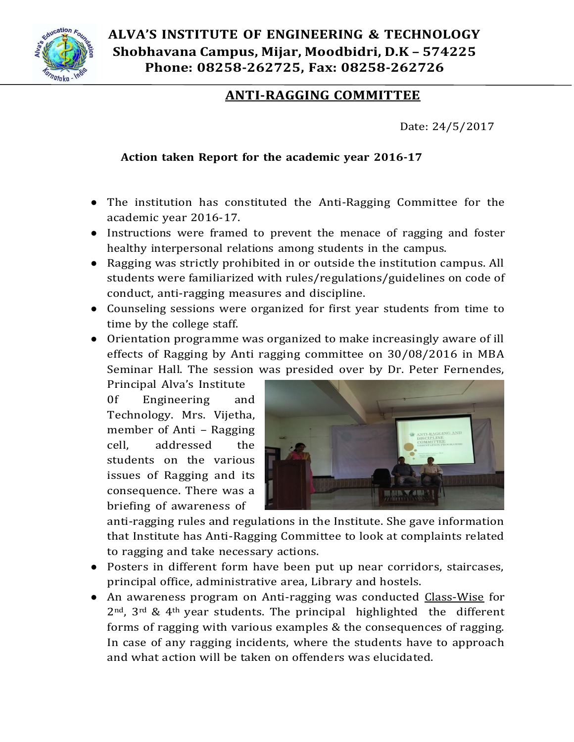# ALVA'S INSTITUTE OF ENGINEERING & TECHNOLOGY

**Shobhavana Campus, Mijar, Moodbidri, D.K – 574225**

**Phone: 08258-262725, Fax: 08258-262726**

## ANTI-RAGGING COMMITTEE

Date: 24/5/2017

**Action taken Report for the academic year 2016-17**

- The institution has constituted the Anti-Ragging Committee for the academic year 2016-17.
- Instructions were framed to prevent the menace of ragging and foster healthy interpersonal relations among students in the campus.
- Ragging was strictly prohibited in or outside the institution campus. All students were familiarized with rules/regulations/guidelines on code of conduct, anti-ragging measures and discipline.
- Counseling sessions were organized for first year students from time to time by the college staff.
- Orientation programme was organized to make increasingly aware of ill effects of Ragging by Anti ragging committee on 30/08/2016 in MBA Seminar Hall. The session was presided over by Dr. Peter Fernendes, Principal Alva's Institute 0f Engineering and Technology. Mrs. Vijetha, member of Anti – Ragging cell, addressed the students on the various issues of Ragging and its consequence. There was a briefing of awareness of anti-ragging rules and regulations in the Institute. She gave information that Institute has Anti-Ragging Committee to look at complaints related to ragging and take necessary actions.
- Posters in different form have been put up near corridors, staircases, principal office, administrative area, Library and hostels.
- An awareness program on Anti-ragging was conducted Class-Wise for 2nd, 3rd & 4th year students. The principal highlighted the different forms of ragging with various examples & the consequences of ragging. In case of any ragging incidents, where the students have to approach and what action will be taken on offenders was elucidated.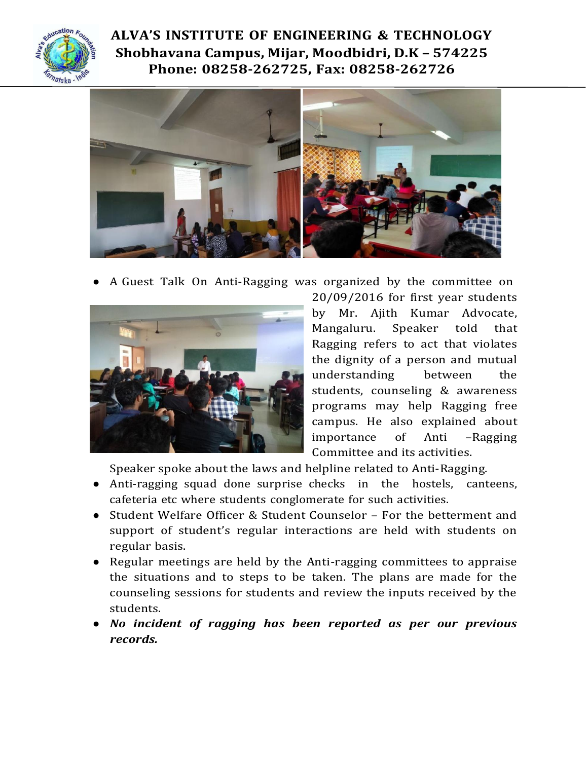# ALVA'S INSTITUTE OF ENGINEERING & TECHNOLOGY

**Shobhavana Campus, Mijar, Moodbidri, D.K – 574225**

**Phone: 08258-262725, Fax: 08258-262726**

- A Guest Talk On Anti-Ragging was organized by the committee on 20/09/2016 for first year students by Mr. Ajith Kumar Advocate, Mangaluru. Speaker told that Ragging refers to act that violates the dignity of a person and mutual understanding between the students, counseling & awareness programs may help Ragging free campus. He also explained about importance of Anti –Ragging Committee and its activities.

  Speaker spoke about the laws and helpline related to Anti-Ragging.
- Anti-ragging squad done surprise checks in the hostels, canteens, cafeteria etc where students conglomerate for such activities.
- Student Welfare Officer & Student Counselor – For the betterment and support of student's regular interactions are held with students on regular basis.
- Regular meetings are held by the Anti-ragging committees to appraise the situations and to steps to be taken. The plans are made for the counseling sessions for students and review the inputs received by the students.
- ***No incident of ragging has been reported as per our previous records.***